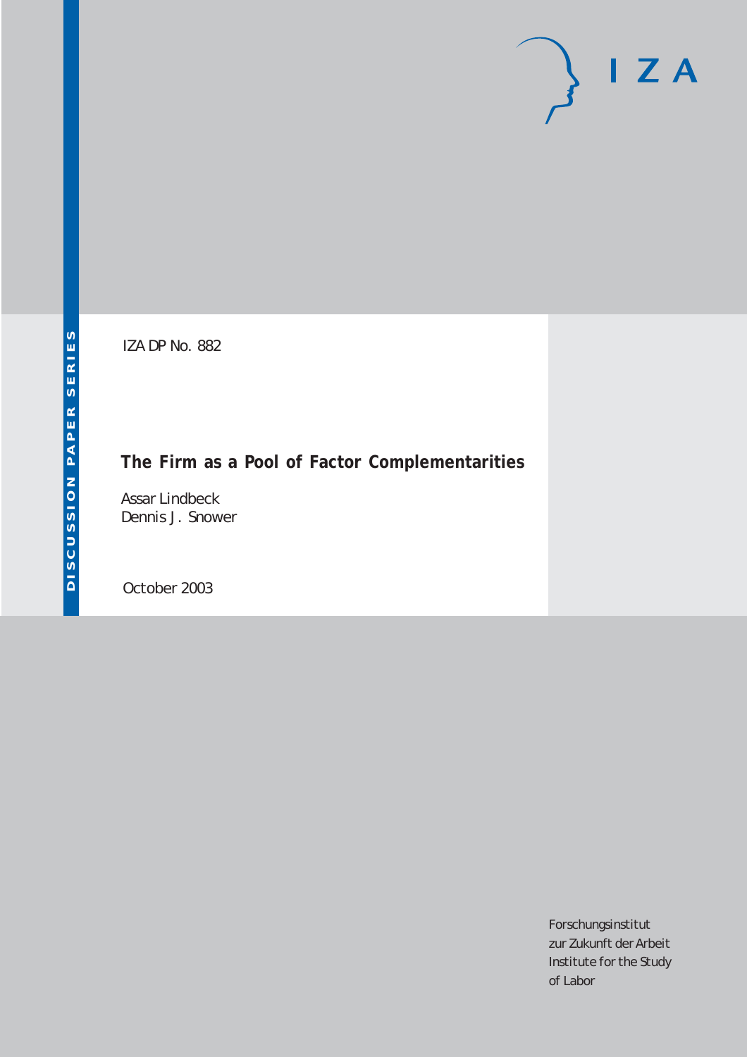IZA DP No. 882

# The Firm as a Pool of Factor Complementarities

Assar Lindbeck
Dennis J. Snower

October 2003

DISCUSSION PAPER SERIES

Forschungsinstitut
zur Zukunft der Arbeit
Institute for the Study
of Labor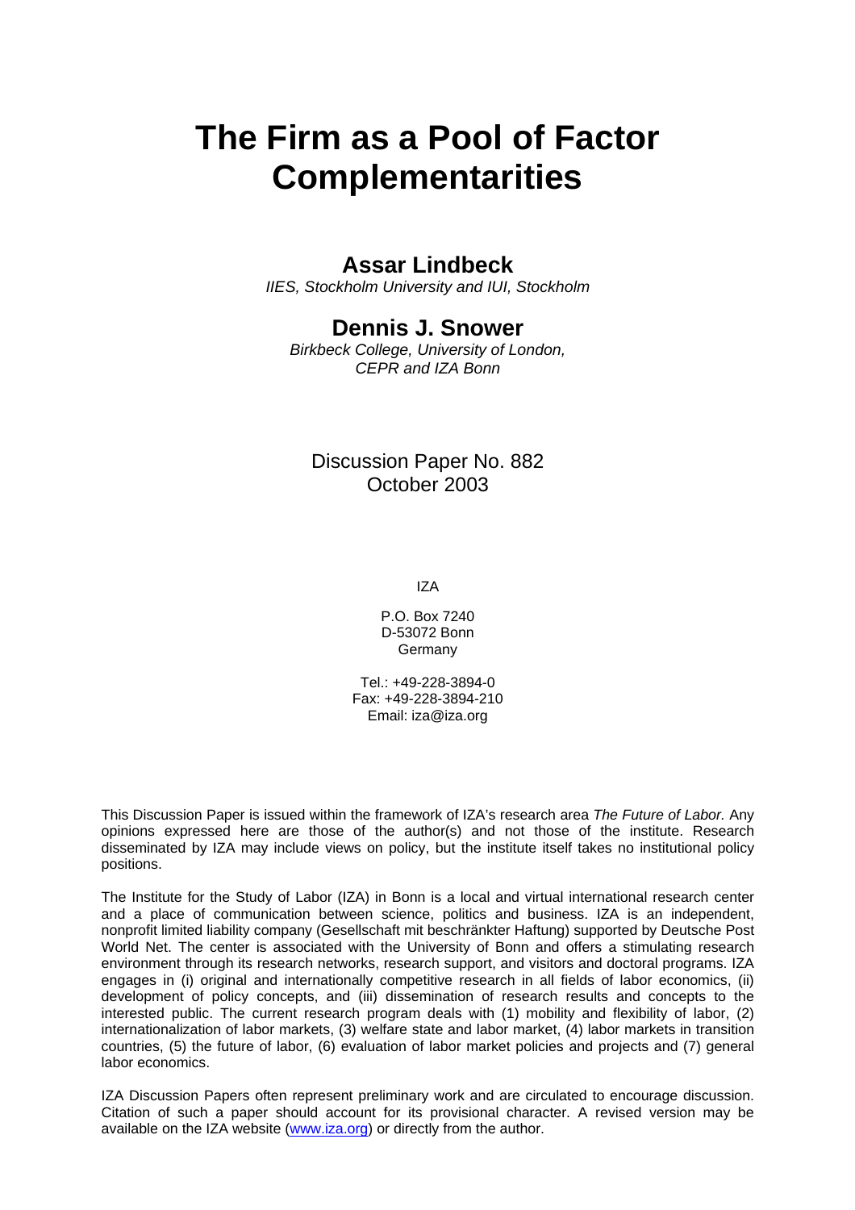# The Firm as a Pool of Factor Complementarities

## Assar Lindbeck

*IIES, Stockholm University and IUI, Stockholm*

## Dennis J. Snower

*Birkbeck College, University of London, CEPR and IZA Bonn*

Discussion Paper No. 882
October 2003

IZA

P.O. Box 7240
D-53072 Bonn
Germany

Tel.: +49-228-3894-0
Fax: +49-228-3894-210
Email: iza@iza.org

This Discussion Paper is issued within the framework of IZA's research area *The Future of Labor.* Any opinions expressed here are those of the author(s) and not those of the institute. Research disseminated by IZA may include views on policy, but the institute itself takes no institutional policy positions.

The Institute for the Study of Labor (IZA) in Bonn is a local and virtual international research center and a place of communication between science, politics and business. IZA is an independent, nonprofit limited liability company (Gesellschaft mit beschränkter Haftung) supported by Deutsche Post World Net. The center is associated with the University of Bonn and offers a stimulating research environment through its research networks, research support, and visitors and doctoral programs. IZA engages in (i) original and internationally competitive research in all fields of labor economics, (ii) development of policy concepts, and (iii) dissemination of research results and concepts to the interested public. The current research program deals with (1) mobility and flexibility of labor, (2) internationalization of labor markets, (3) welfare state and labor market, (4) labor markets in transition countries, (5) the future of labor, (6) evaluation of labor market policies and projects and (7) general labor economics.

IZA Discussion Papers often represent preliminary work and are circulated to encourage discussion. Citation of such a paper should account for its provisional character. A revised version may be available on the IZA website (www.iza.org) or directly from the author.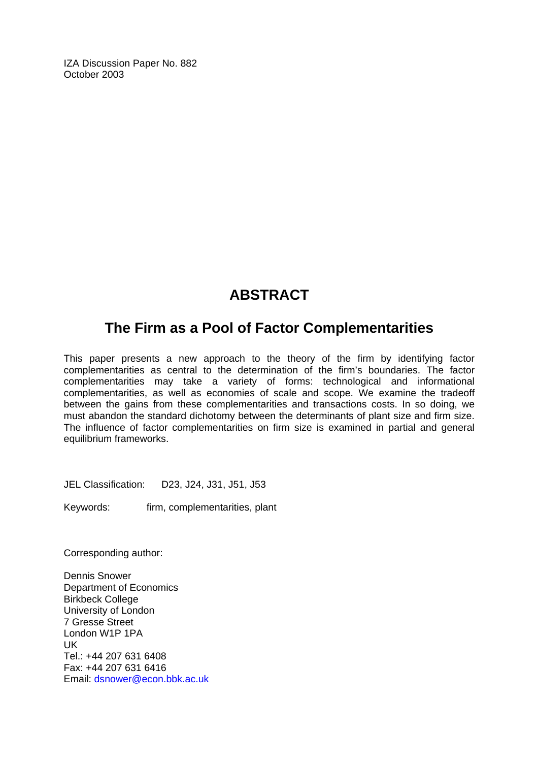IZA Discussion Paper No. 882
October 2003

# ABSTRACT

## The Firm as a Pool of Factor Complementarities

This paper presents a new approach to the theory of the firm by identifying factor complementarities as central to the determination of the firm's boundaries. The factor complementarities may take a variety of forms: technological and informational complementarities, as well as economies of scale and scope. We examine the tradeoff between the gains from these complementarities and transactions costs. In so doing, we must abandon the standard dichotomy between the determinants of plant size and firm size. The influence of factor complementarities on firm size is examined in partial and general equilibrium frameworks.

JEL Classification: D23, J24, J31, J51, J53

Keywords: firm, complementarities, plant

Corresponding author:

Dennis Snower
Department of Economics
Birkbeck College
University of London
7 Gresse Street
London W1P 1PA
UK
Tel.: +44 207 631 6408
Fax: +44 207 631 6416
Email: dsnower@econ.bbk.ac.uk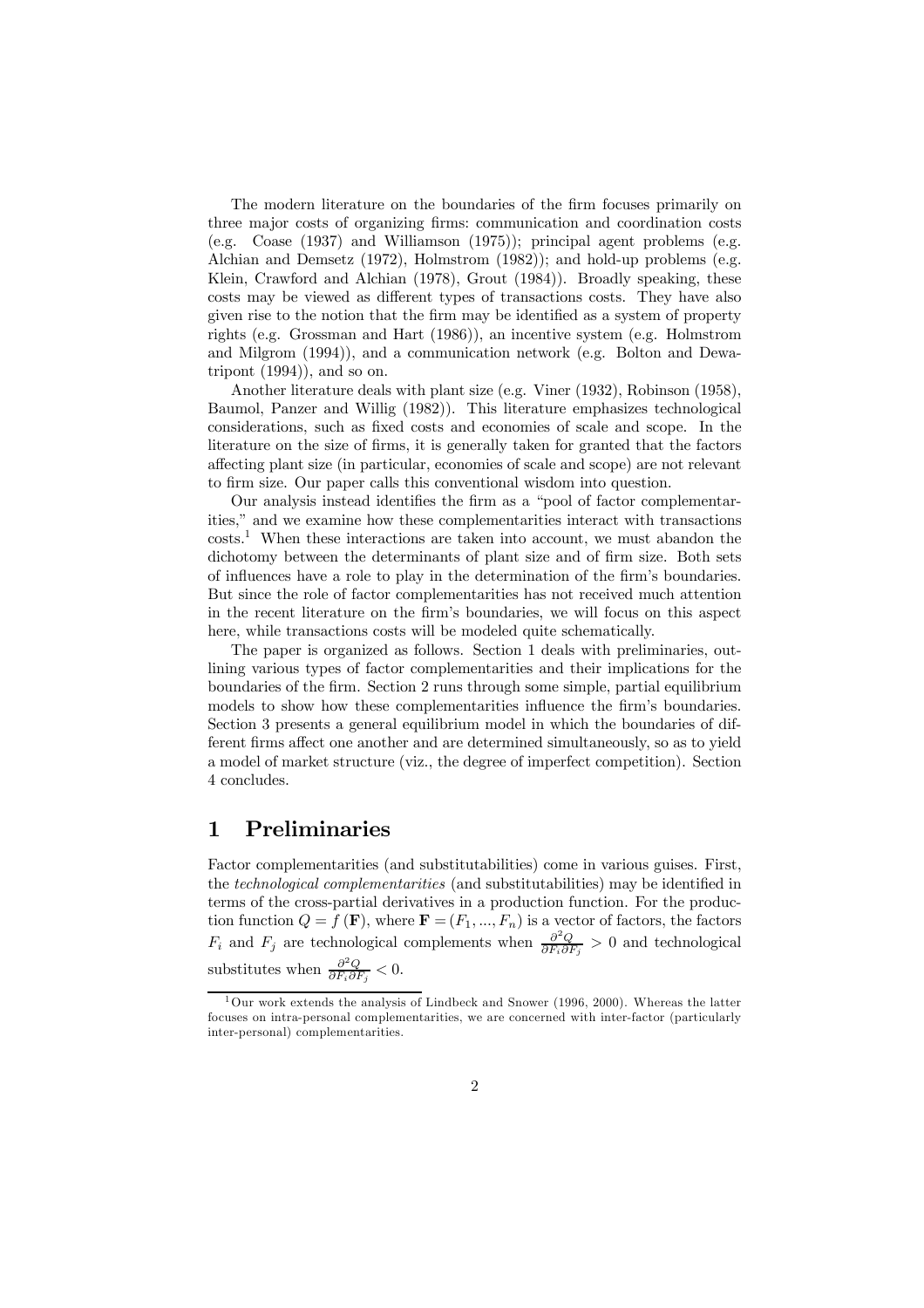The modern literature on the boundaries of the firm focuses primarily on three major costs of organizing firms: communication and coordination costs (e.g. Coase (1937) and Williamson (1975)); principal agent problems (e.g. Alchian and Demsetz (1972), Holmstrom (1982)); and hold-up problems (e.g. Klein, Crawford and Alchian (1978), Grout (1984)). Broadly speaking, these costs may be viewed as different types of transactions costs. They have also given rise to the notion that the firm may be identified as a system of property rights (e.g. Grossman and Hart (1986)), an incentive system (e.g. Holmstrom and Milgrom (1994)), and a communication network (e.g. Bolton and Dewatripont (1994)), and so on.

Another literature deals with plant size (e.g. Viner (1932), Robinson (1958), Baumol, Panzer and Willig (1982)). This literature emphasizes technological considerations, such as fixed costs and economies of scale and scope. In the literature on the size of firms, it is generally taken for granted that the factors affecting plant size (in particular, economies of scale and scope) are not relevant to firm size. Our paper calls this conventional wisdom into question.

Our analysis instead identifies the firm as a "pool of factor complementarities," and we examine how these complementarities interact with transactions costs.[1] When these interactions are taken into account, we must abandon the dichotomy between the determinants of plant size and of firm size. Both sets of influences have a role to play in the determination of the firm's boundaries. But since the role of factor complementarities has not received much attention in the recent literature on the firm's boundaries, we will focus on this aspect here, while transactions costs will be modeled quite schematically.

The paper is organized as follows. Section 1 deals with preliminaries, outlining various types of factor complementarities and their implications for the boundaries of the firm. Section 2 runs through some simple, partial equilibrium models to show how these complementarities influence the firm's boundaries. Section 3 presents a general equilibrium model in which the boundaries of different firms affect one another and are determined simultaneously, so as to yield a model of market structure (viz., the degree of imperfect competition). Section 4 concludes.

# 1 Preliminaries

Factor complementarities (and substitutabilities) come in various guises. First, the *technological complementarities* (and substitutabilities) may be identified in terms of the cross-partial derivatives in a production function. For the production function $Q = f(\mathbf{F})$, where $\mathbf{F} = (F_1, ..., F_n)$ is a vector of factors, the factors $F_i$ and $F_j$ are technological complements when $\frac{\partial^2 Q}{\partial F_i \partial F_j} > 0$ and technological substitutes when $\frac{\partial^2 Q}{\partial F_i \partial F_j} < 0$.

[1] Our work extends the analysis of Lindbeck and Snower (1996, 2000). Whereas the latter focuses on intra-personal complementarities, we are concerned with inter-factor (particularly inter-personal) complementarities.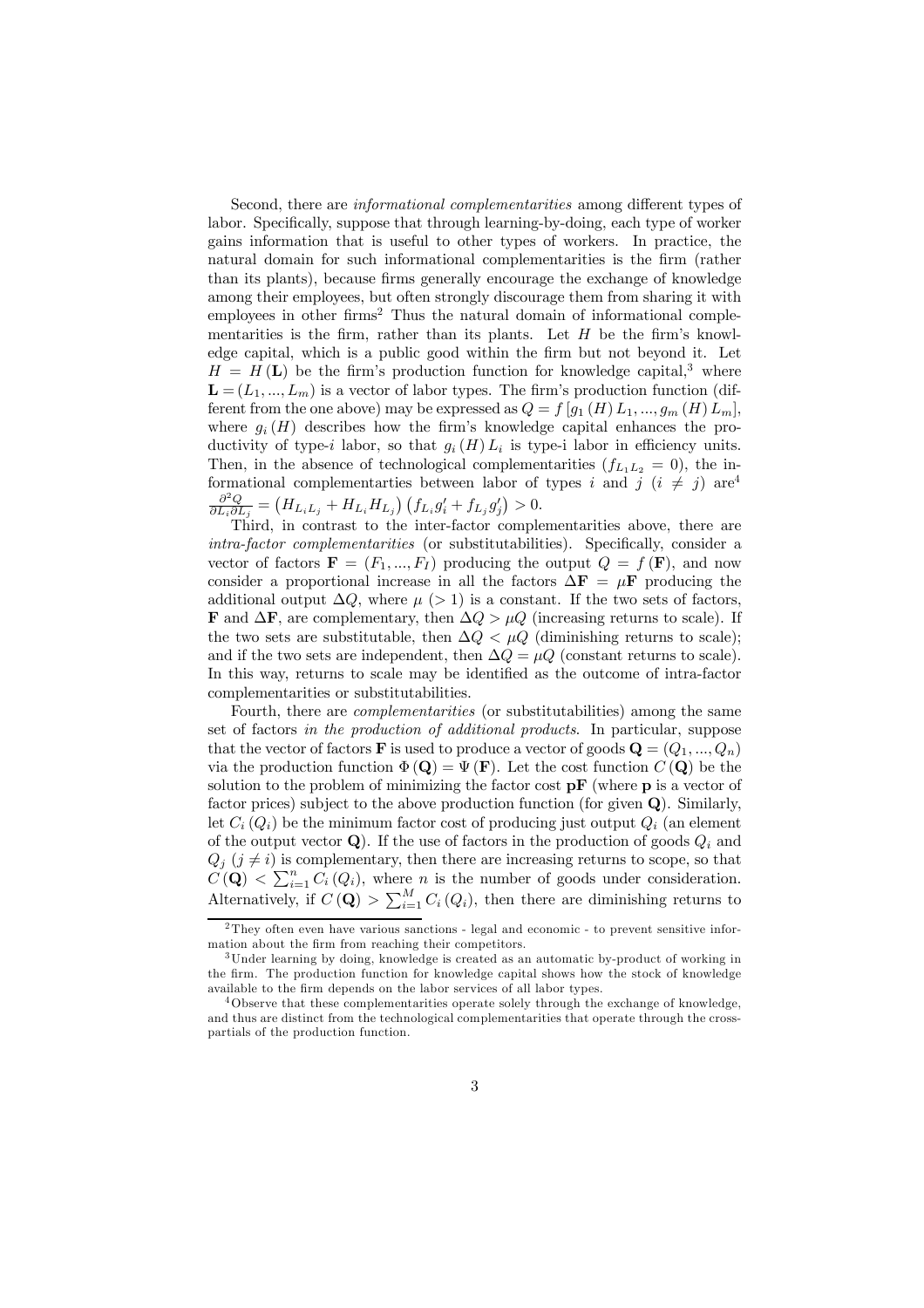Second, there are *informational complementarities* among different types of labor. Specifically, suppose that through learning-by-doing, each type of worker gains information that is useful to other types of workers. In practice, the natural domain for such informational complementarities is the firm (rather than its plants), because firms generally encourage the exchange of knowledge among their employees, but often strongly discourage them from sharing it with employees in other firms[2] Thus the natural domain of informational complementarities is the firm, rather than its plants. Let $H$ be the firm's knowledge capital, which is a public good within the firm but not beyond it. Let $H = H(\mathbf{L})$ be the firm's production function for knowledge capital,[3] where $\mathbf{L} = (L_1, ..., L_m)$ is a vector of labor types. The firm's production function (different from the one above) may be expressed as $Q = f[g_1(H)L_1, ..., g_m(H)L_m]$, where $g_i(H)$ describes how the firm's knowledge capital enhances the productivity of type-$i$ labor, so that $g_i(H)L_i$ is type-i labor in efficiency units. Then, in the absence of technological complementarities ($f_{L_1L_2} = 0$), the informational complementarties between labor of types $i$ and $j$ ($i \neq j$) are[4] $\frac{\partial^2 Q}{\partial L_i \partial L_j} = \left(H_{L_iL_j} + H_{L_i}H_{L_j}\right)\left(f_{L_i}g_i' + f_{L_j}g_j'\right) > 0$.

Third, in contrast to the inter-factor complementarities above, there are *intra-factor complementarities* (or substitutabilities). Specifically, consider a vector of factors $\mathbf{F} = (F_1, ..., F_I)$ producing the output $Q = f(\mathbf{F})$, and now consider a proportional increase in all the factors $\Delta\mathbf{F} = \mu\mathbf{F}$ producing the additional output $\Delta Q$, where $\mu$ ($> 1$) is a constant. If the two sets of factors, $\mathbf{F}$ and $\Delta\mathbf{F}$, are complementary, then $\Delta Q > \mu Q$ (increasing returns to scale). If the two sets are substitutable, then $\Delta Q < \mu Q$ (diminishing returns to scale); and if the two sets are independent, then $\Delta Q = \mu Q$ (constant returns to scale). In this way, returns to scale may be identified as the outcome of intra-factor complementarities or substitutabilities.

Fourth, there are *complementarities* (or substitutabilities) among the same set of factors *in the production of additional products*. In particular, suppose that the vector of factors $\mathbf{F}$ is used to produce a vector of goods $\mathbf{Q} = (Q_1, ..., Q_n)$ via the production function $\Phi(\mathbf{Q}) = \Psi(\mathbf{F})$. Let the cost function $C(\mathbf{Q})$ be the solution to the problem of minimizing the factor cost $\mathbf{pF}$ (where $\mathbf{p}$ is a vector of factor prices) subject to the above production function (for given $\mathbf{Q}$). Similarly, let $C_i(Q_i)$ be the minimum factor cost of producing just output $Q_i$ (an element of the output vector $\mathbf{Q}$). If the use of factors in the production of goods $Q_i$ and $Q_j$ ($j \neq i$) is complementary, then there are increasing returns to scope, so that $C(\mathbf{Q}) < \sum_{i=1}^{n} C_i(Q_i)$, where $n$ is the number of goods under consideration. Alternatively, if $C(\mathbf{Q}) > \sum_{i=1}^{M} C_i(Q_i)$, then there are diminishing returns to

---

[2] They often even have various sanctions - legal and economic - to prevent sensitive information about the firm from reaching their competitors.

[3] Under learning by doing, knowledge is created as an automatic by-product of working in the firm. The production function for knowledge capital shows how the stock of knowledge available to the firm depends on the labor services of all labor types.

[4] Observe that these complementarities operate solely through the exchange of knowledge, and thus are distinct from the technological complementarities that operate through the cross-partials of the production function.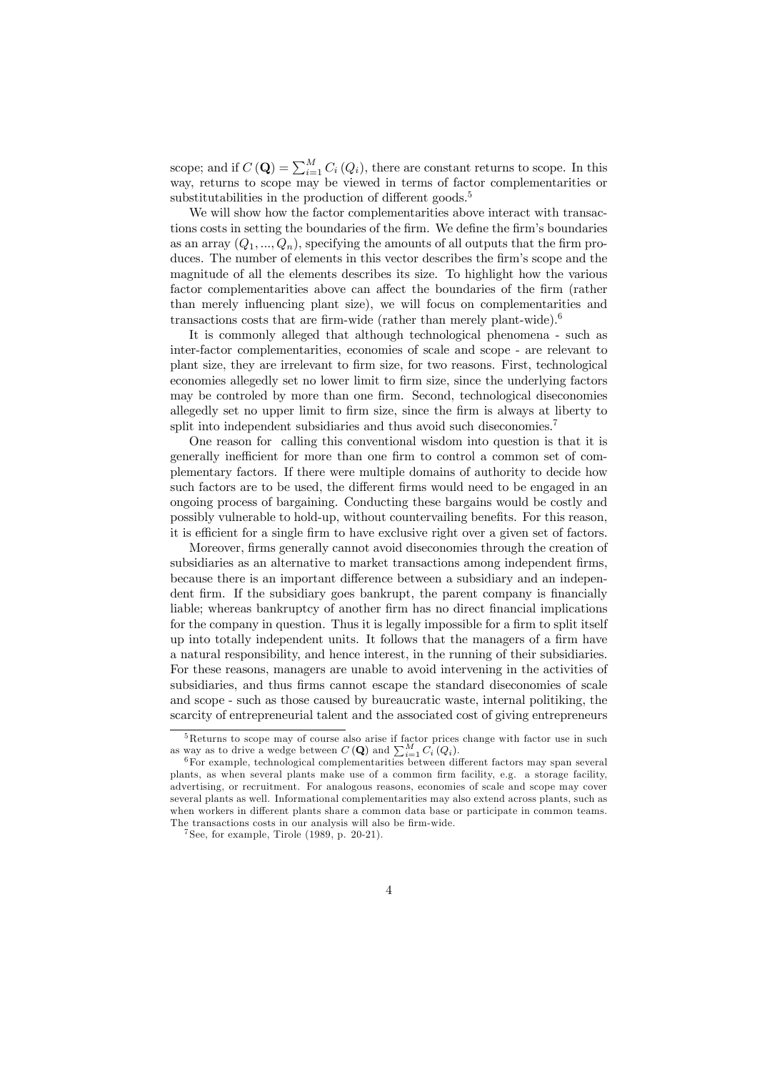scope; and if $C(\mathbf{Q}) = \sum_{i=1}^{M} C_i(Q_i)$, there are constant returns to scope. In this way, returns to scope may be viewed in terms of factor complementarities or substitutabilities in the production of different goods.[5]

We will show how the factor complementarities above interact with transactions costs in setting the boundaries of the firm. We define the firm's boundaries as an array $(Q_1, ..., Q_n)$, specifying the amounts of all outputs that the firm produces. The number of elements in this vector describes the firm's scope and the magnitude of all the elements describes its size. To highlight how the various factor complementarities above can affect the boundaries of the firm (rather than merely influencing plant size), we will focus on complementarities and transactions costs that are firm-wide (rather than merely plant-wide).[6]

It is commonly alleged that although technological phenomena - such as inter-factor complementarities, economies of scale and scope - are relevant to plant size, they are irrelevant to firm size, for two reasons. First, technological economies allegedly set no lower limit to firm size, since the underlying factors may be controled by more than one firm. Second, technological diseconomies allegedly set no upper limit to firm size, since the firm is always at liberty to split into independent subsidiaries and thus avoid such diseconomies.[7]

One reason for calling this conventional wisdom into question is that it is generally inefficient for more than one firm to control a common set of complementary factors. If there were multiple domains of authority to decide how such factors are to be used, the different firms would need to be engaged in an ongoing process of bargaining. Conducting these bargains would be costly and possibly vulnerable to hold-up, without countervailing benefits. For this reason, it is efficient for a single firm to have exclusive right over a given set of factors.

Moreover, firms generally cannot avoid diseconomies through the creation of subsidiaries as an alternative to market transactions among independent firms, because there is an important difference between a subsidiary and an independent firm. If the subsidiary goes bankrupt, the parent company is financially liable; whereas bankruptcy of another firm has no direct financial implications for the company in question. Thus it is legally impossible for a firm to split itself up into totally independent units. It follows that the managers of a firm have a natural responsibility, and hence interest, in the running of their subsidiaries. For these reasons, managers are unable to avoid intervening in the activities of subsidiaries, and thus firms cannot escape the standard diseconomies of scale and scope - such as those caused by bureaucratic waste, internal politiking, the scarcity of entrepreneurial talent and the associated cost of giving entrepreneurs

---

[5] Returns to scope may of course also arise if factor prices change with factor use in such as way as to drive a wedge between $C(\mathbf{Q})$ and $\sum_{i=1}^{M} C_i(Q_i)$.

[6] For example, technological complementarities between different factors may span several plants, as when several plants make use of a common firm facility, e.g. a storage facility, advertising, or recruitment. For analogous reasons, economies of scale and scope may cover several plants as well. Informational complementarities may also extend across plants, such as when workers in different plants share a common data base or participate in common teams. The transactions costs in our analysis will also be firm-wide.

[7] See, for example, Tirole (1989, p. 20-21).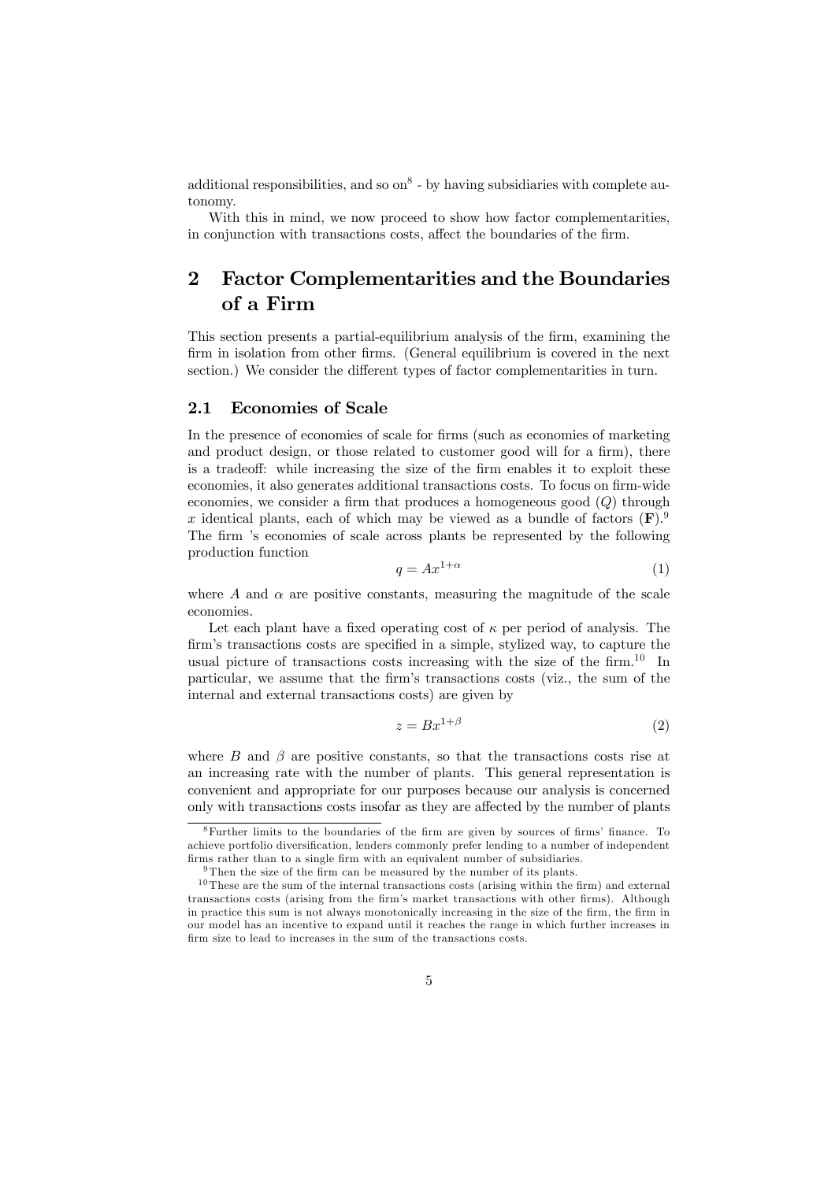additional responsibilities, and so on[8] - by having subsidiaries with complete autonomy.

With this in mind, we now proceed to show how factor complementarities, in conjunction with transactions costs, affect the boundaries of the firm.

## 2 Factor Complementarities and the Boundaries of a Firm

This section presents a partial-equilibrium analysis of the firm, examining the firm in isolation from other firms. (General equilibrium is covered in the next section.) We consider the different types of factor complementarities in turn.

### 2.1 Economies of Scale

In the presence of economies of scale for firms (such as economies of marketing and product design, or those related to customer good will for a firm), there is a tradeoff: while increasing the size of the firm enables it to exploit these economies, it also generates additional transactions costs. To focus on firm-wide economies, we consider a firm that produces a homogeneous good ($Q$) through $x$ identical plants, each of which may be viewed as a bundle of factors ($\mathbf{F}$).[9] The firm 's economies of scale across plants be represented by the following production function

$$q = Ax^{1+\alpha} \tag{1}$$

where $A$ and $\alpha$ are positive constants, measuring the magnitude of the scale economies.

Let each plant have a fixed operating cost of $\kappa$ per period of analysis. The firm's transactions costs are specified in a simple, stylized way, to capture the usual picture of transactions costs increasing with the size of the firm.[10] In particular, we assume that the firm's transactions costs (viz., the sum of the internal and external transactions costs) are given by

$$z = Bx^{1+\beta} \tag{2}$$

where $B$ and $\beta$ are positive constants, so that the transactions costs rise at an increasing rate with the number of plants. This general representation is convenient and appropriate for our purposes because our analysis is concerned only with transactions costs insofar as they are affected by the number of plants

---

[8] Further limits to the boundaries of the firm are given by sources of firms' finance. To achieve portfolio diversification, lenders commonly prefer lending to a number of independent firms rather than to a single firm with an equivalent number of subsidiaries.

[9] Then the size of the firm can be measured by the number of its plants.

[10] These are the sum of the internal transactions costs (arising within the firm) and external transactions costs (arising from the firm's market transactions with other firms). Although in practice this sum is not always monotonically increasing in the size of the firm, the firm in our model has an incentive to expand until it reaches the range in which further increases in firm size to lead to increases in the sum of the transactions costs.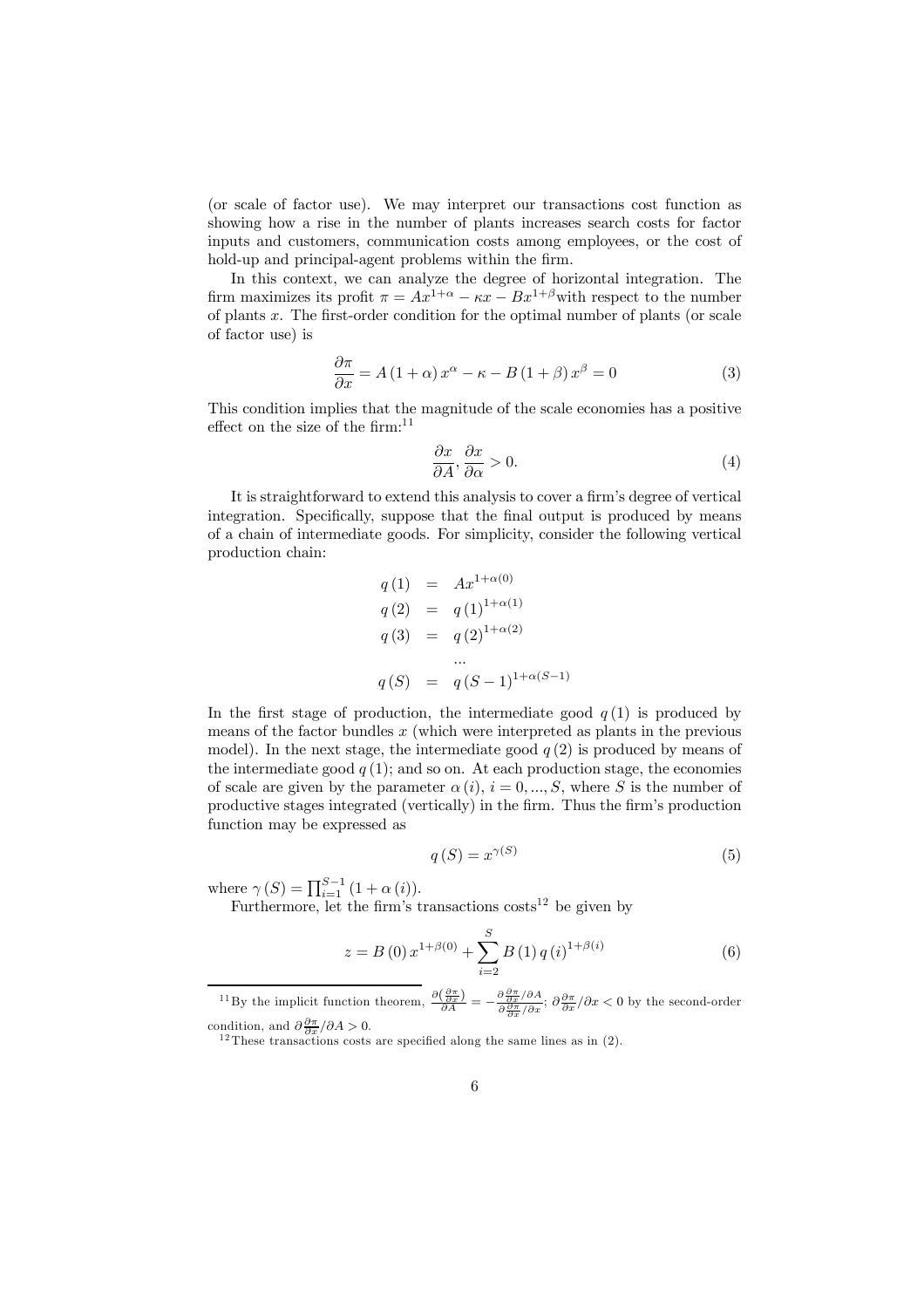(or scale of factor use). We may interpret our transactions cost function as showing how a rise in the number of plants increases search costs for factor inputs and customers, communication costs among employees, or the cost of hold-up and principal-agent problems within the firm.

In this context, we can analyze the degree of horizontal integration. The firm maximizes its profit $\pi = Ax^{1+\alpha} - \kappa x - Bx^{1+\beta}$ with respect to the number of plants $x$. The first-order condition for the optimal number of plants (or scale of factor use) is

$$\frac{\partial \pi}{\partial x} = A(1+\alpha)x^{\alpha} - \kappa - B(1+\beta)x^{\beta} = 0 \tag{3}$$

This condition implies that the magnitude of the scale economies has a positive effect on the size of the firm:[11]

$$\frac{\partial x}{\partial A}, \frac{\partial x}{\partial \alpha} > 0. \tag{4}$$

It is straightforward to extend this analysis to cover a firm's degree of vertical integration. Specifically, suppose that the final output is produced by means of a chain of intermediate goods. For simplicity, consider the following vertical production chain:

$$\begin{aligned}
q(1) &= Ax^{1+\alpha(0)} \\
q(2) &= q(1)^{1+\alpha(1)} \\
q(3) &= q(2)^{1+\alpha(2)} \\
&\dots \\
q(S) &= q(S-1)^{1+\alpha(S-1)}
\end{aligned}$$

In the first stage of production, the intermediate good $q(1)$ is produced by means of the factor bundles $x$ (which were interpreted as plants in the previous model). In the next stage, the intermediate good $q(2)$ is produced by means of the intermediate good $q(1)$; and so on. At each production stage, the economies of scale are given by the parameter $\alpha(i)$, $i = 0, ..., S$, where $S$ is the number of productive stages integrated (vertically) in the firm. Thus the firm's production function may be expressed as

$$q(S) = x^{\gamma(S)} \tag{5}$$

where $\gamma(S) = \prod_{i=1}^{S-1}(1+\alpha(i))$.

Furthermore, let the firm's transactions costs[12] be given by

$$z = B(0)x^{1+\beta(0)} + \sum_{i=2}^{S} B(1)q(i)^{1+\beta(i)} \tag{6}$$

---

[11] By the implicit function theorem, $\frac{\partial\left(\frac{\partial \pi}{\partial x}\right)}{\partial A} = -\frac{\partial \frac{\partial \pi}{\partial x}/\partial A}{\partial \frac{\partial \pi}{\partial x}/\partial x}$; $\partial \frac{\partial \pi}{\partial x}/\partial x < 0$ by the second-order condition, and $\partial \frac{\partial \pi}{\partial x}/\partial A > 0$.

[12] These transactions costs are specified along the same lines as in (2).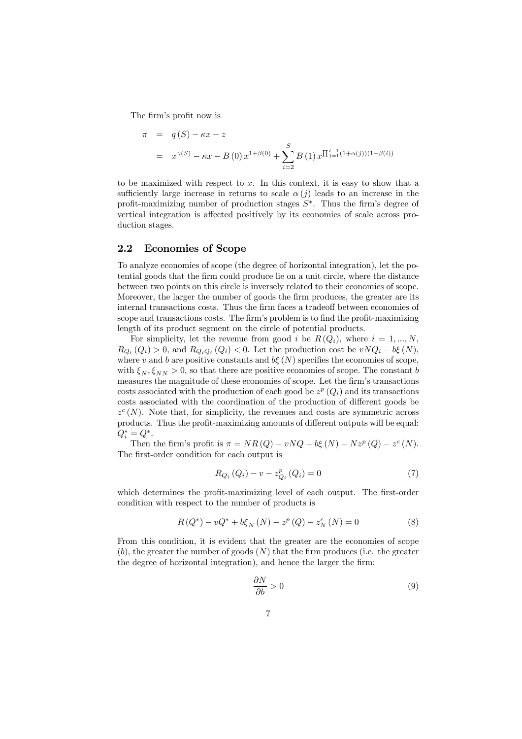The firm's profit now is

$$
\begin{aligned}
\pi &= q(S) - \kappa x - z \\
&= x^{\gamma(S)} - \kappa x - B(0)\, x^{1+\beta(0)} + \sum_{i=2}^{S} B(1)\, x^{\prod_{j=1}^{i-1}(1+\alpha(j))(1+\beta(i))}
\end{aligned}
$$

to be maximized with respect to $x$. In this context, it is easy to show that a sufficiently large increase in returns to scale $\alpha(j)$ leads to an increase in the profit-maximizing number of production stages $S^*$. Thus the firm's degree of vertical integration is affected positively by its economies of scale across production stages.

## 2.2 Economies of Scope

To analyze economies of scope (the degree of horizontal integration), let the potential goods that the firm could produce lie on a unit circle, where the distance between two points on this circle is inversely related to their economies of scope. Moreover, the larger the number of goods the firm produces, the greater are its internal transactions costs. Thus the firm faces a tradeoff between economies of scope and transactions costs. The firm's problem is to find the profit-maximizing length of its product segment on the circle of potential products.

For simplicity, let the revenue from good $i$ be $R(Q_i)$, where $i = 1, ..., N$, $R_{Q_i}(Q_i) > 0$, and $R_{Q_iQ_i}(Q_i) < 0$. Let the production cost be $vNQ_i - b\xi(N)$, where $v$ and $b$ are positive constants and $b\xi(N)$ specifies the economies of scope, with $\xi_N, \xi_{NN} > 0$, so that there are positive economies of scope. The constant $b$ measures the magnitude of these economies of scope. Let the firm's transactions costs associated with the production of each good be $z^p(Q_i)$ and its transactions costs associated with the coordination of the production of different goods be $z^c(N)$. Note that, for simplicity, the revenues and costs are symmetric across products. Thus the profit-maximizing amounts of different outputs will be equal: $Q_i^* = Q^*$.

Then the firm's profit is $\pi = NR(Q) - vNQ + b\xi(N) - Nz^p(Q) - z^c(N)$. The first-order condition for each output is

$$
R_{Q_i}(Q_i) - v - z^p_{Q_i}(Q_i) = 0 \tag{7}
$$

which determines the profit-maximizing level of each output. The first-order condition with respect to the number of products is

$$
R(Q^*) - vQ^* + b\xi_N(N) - z^p(Q) - z^c_N(N) = 0 \tag{8}
$$

From this condition, it is evident that the greater are the economies of scope ($b$), the greater the number of goods ($N$) that the firm produces (i.e. the greater the degree of horizontal integration), and hence the larger the firm:

$$
\frac{\partial N}{\partial b} > 0 \tag{9}
$$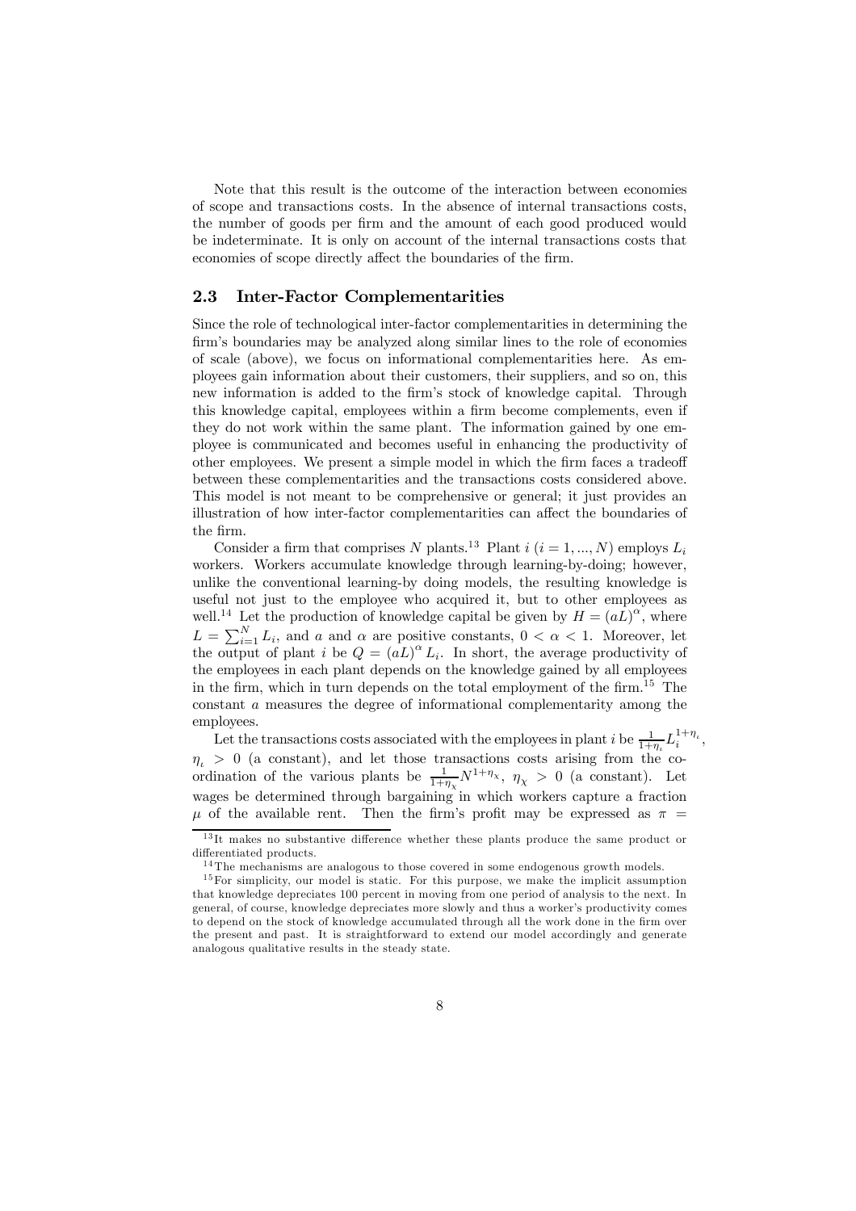Note that this result is the outcome of the interaction between economies of scope and transactions costs. In the absence of internal transactions costs, the number of goods per firm and the amount of each good produced would be indeterminate. It is only on account of the internal transactions costs that economies of scope directly affect the boundaries of the firm.

### 2.3 Inter-Factor Complementarities

Since the role of technological inter-factor complementarities in determining the firm's boundaries may be analyzed along similar lines to the role of economies of scale (above), we focus on informational complementarities here. As employees gain information about their customers, their suppliers, and so on, this new information is added to the firm's stock of knowledge capital. Through this knowledge capital, employees within a firm become complements, even if they do not work within the same plant. The information gained by one employee is communicated and becomes useful in enhancing the productivity of other employees. We present a simple model in which the firm faces a tradeoff between these complementarities and the transactions costs considered above. This model is not meant to be comprehensive or general; it just provides an illustration of how inter-factor complementarities can affect the boundaries of the firm.

Consider a firm that comprises $N$ plants.[13] Plant $i$ $(i = 1, ..., N)$ employs $L_i$ workers. Workers accumulate knowledge through learning-by-doing; however, unlike the conventional learning-by doing models, the resulting knowledge is useful not just to the employee who acquired it, but to other employees as well.[14] Let the production of knowledge capital be given by $H = (aL)^{\alpha}$, where $L = \sum_{i=1}^{N} L_i$, and $a$ and $\alpha$ are positive constants, $0 < \alpha < 1$. Moreover, let the output of plant $i$ be $Q = (aL)^{\alpha} L_i$. In short, the average productivity of the employees in each plant depends on the knowledge gained by all employees in the firm, which in turn depends on the total employment of the firm.[15] The constant $a$ measures the degree of informational complementarity among the employees.

Let the transactions costs associated with the employees in plant $i$ be $\frac{1}{1+\eta_{\iota}} L_i^{1+\eta_{\iota}}$, $\eta_{\iota} > 0$ (a constant), and let those transactions costs arising from the coordination of the various plants be $\frac{1}{1+\eta_{\chi}} N^{1+\eta_{\chi}}$, $\eta_{\chi} > 0$ (a constant). Let wages be determined through bargaining in which workers capture a fraction $\mu$ of the available rent. Then the firm's profit may be expressed as $\pi =$

[13] It makes no substantive difference whether these plants produce the same product or differentiated products.

[14] The mechanisms are analogous to those covered in some endogenous growth models.

[15] For simplicity, our model is static. For this purpose, we make the implicit assumption that knowledge depreciates 100 percent in moving from one period of analysis to the next. In general, of course, knowledge depreciates more slowly and thus a worker's productivity comes to depend on the stock of knowledge accumulated through all the work done in the firm over the present and past. It is straightforward to extend our model accordingly and generate analogous qualitative results in the steady state.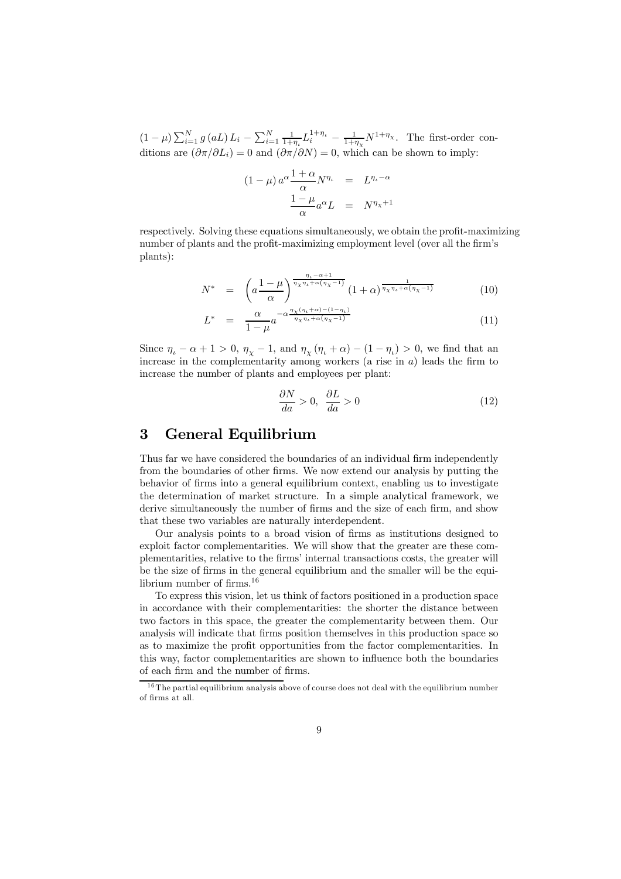$(1-\mu)\sum_{i=1}^{N} g(aL)L_i - \sum_{i=1}^{N} \frac{1}{1+\eta_\iota} L_i^{1+\eta_\iota} - \frac{1}{1+\eta_\chi} N^{1+\eta_\chi}$. The first-order conditions are $(\partial\pi/\partial L_i) = 0$ and $(\partial\pi/\partial N) = 0$, which can be shown to imply:

$$
\begin{aligned}
(1-\mu)\, a^{\alpha} \frac{1+\alpha}{\alpha} N^{\eta_\iota} &= L^{\eta_\iota - \alpha} \\
\frac{1-\mu}{\alpha} a^{\alpha} L &= N^{\eta_\chi + 1}
\end{aligned}
$$

respectively. Solving these equations simultaneously, we obtain the profit-maximizing number of plants and the profit-maximizing employment level (over all the firm's plants):

$$
N^* = \left(a \frac{1-\mu}{\alpha}\right)^{\frac{\eta_\iota - \alpha + 1}{\eta_\chi \eta_\iota + \alpha(\eta_\chi - 1)}} (1+\alpha)^{\frac{1}{\eta_\chi \eta_\iota + \alpha(\eta_\chi - 1)}} \tag{10}
$$

$$
L^* = \frac{\alpha}{1-\mu} a^{-\alpha \frac{\eta_\chi(\eta_\iota + \alpha) - (1-\eta_\iota)}{\eta_\chi \eta_\iota + \alpha(\eta_\chi - 1)}} \tag{11}
$$

Since $\eta_\iota - \alpha + 1 > 0$, $\eta_\chi - 1$, and $\eta_\chi(\eta_\iota + \alpha) - (1 - \eta_\iota) > 0$, we find that an increase in the complementarity among workers (a rise in $a$) leads the firm to increase the number of plants and employees per plant:

$$
\frac{\partial N}{da} > 0, \ \ \frac{\partial L}{da} > 0 \tag{12}
$$

# 3 General Equilibrium

Thus far we have considered the boundaries of an individual firm independently from the boundaries of other firms. We now extend our analysis by putting the behavior of firms into a general equilibrium context, enabling us to investigate the determination of market structure. In a simple analytical framework, we derive simultaneously the number of firms and the size of each firm, and show that these two variables are naturally interdependent.

Our analysis points to a broad vision of firms as institutions designed to exploit factor complementarities. We will show that the greater are these complementarities, relative to the firms' internal transactions costs, the greater will be the size of firms in the general equilibrium and the smaller will be the equilibrium number of firms.[16]

To express this vision, let us think of factors positioned in a production space in accordance with their complementarities: the shorter the distance between two factors in this space, the greater the complementarity between them. Our analysis will indicate that firms position themselves in this production space so as to maximize the profit opportunities from the factor complementarities. In this way, factor complementarities are shown to influence both the boundaries of each firm and the number of firms.

[16] The partial equilibrium analysis above of course does not deal with the equilibrium number of firms at all.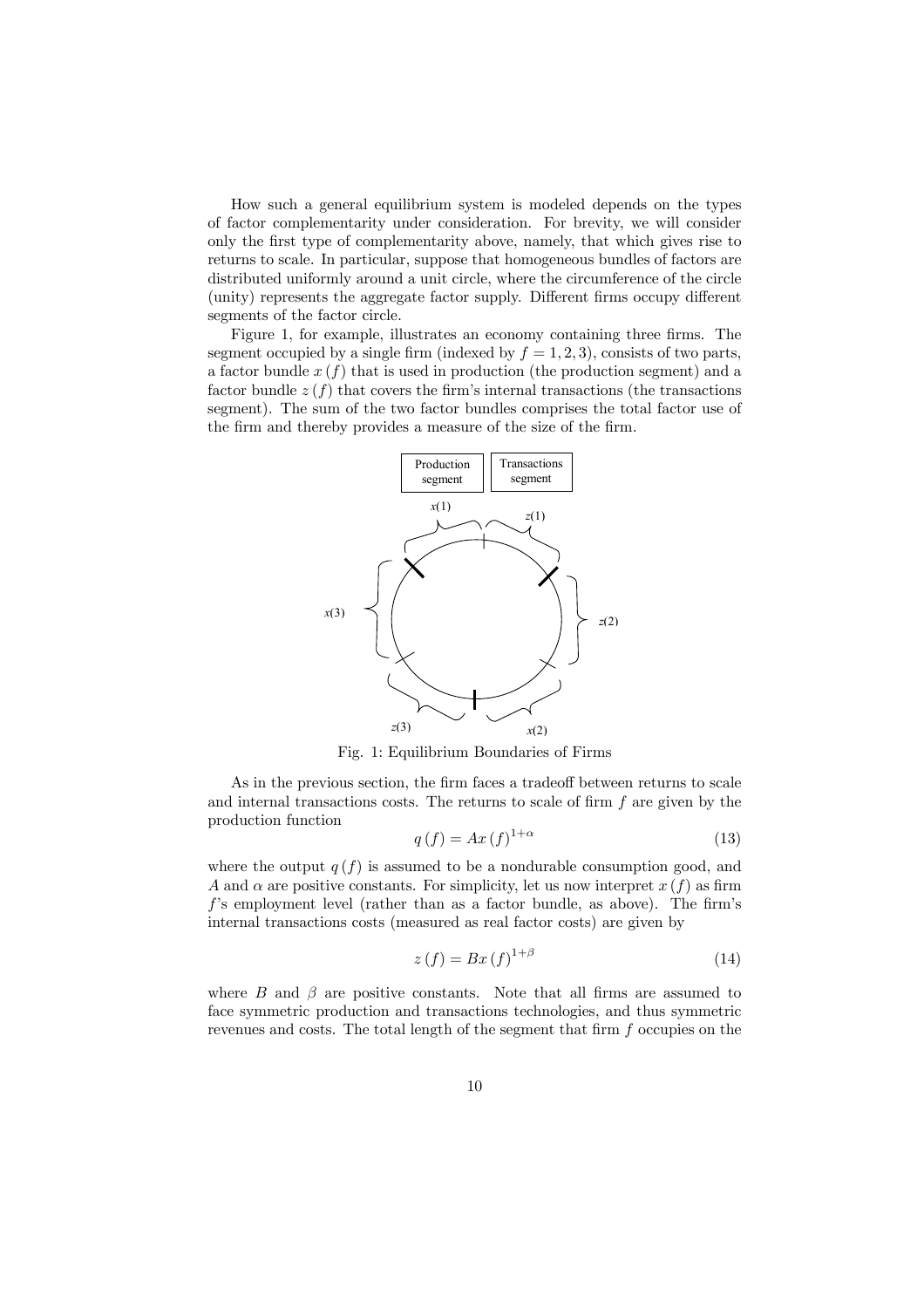How such a general equilibrium system is modeled depends on the types of factor complementarity under consideration. For brevity, we will consider only the first type of complementarity above, namely, that which gives rise to returns to scale. In particular, suppose that homogeneous bundles of factors are distributed uniformly around a unit circle, where the circumference of the circle (unity) represents the aggregate factor supply. Different firms occupy different segments of the factor circle.

Figure 1, for example, illustrates an economy containing three firms. The segment occupied by a single firm (indexed by $f = 1, 2, 3$), consists of two parts, a factor bundle $x(f)$ that is used in production (the production segment) and a factor bundle $z(f)$ that covers the firm's internal transactions (the transactions segment). The sum of the two factor bundles comprises the total factor use of the firm and thereby provides a measure of the size of the firm.

Fig. 1: Equilibrium Boundaries of Firms

As in the previous section, the firm faces a tradeoff between returns to scale and internal transactions costs. The returns to scale of firm $f$ are given by the production function

$$q(f) = Ax(f)^{1+\alpha} \tag{13}$$

where the output $q(f)$ is assumed to be a nondurable consumption good, and $A$ and $\alpha$ are positive constants. For simplicity, let us now interpret $x(f)$ as firm $f$'s employment level (rather than as a factor bundle, as above). The firm's internal transactions costs (measured as real factor costs) are given by

$$z(f) = Bx(f)^{1+\beta} \tag{14}$$

where $B$ and $\beta$ are positive constants. Note that all firms are assumed to face symmetric production and transactions technologies, and thus symmetric revenues and costs. The total length of the segment that firm $f$ occupies on the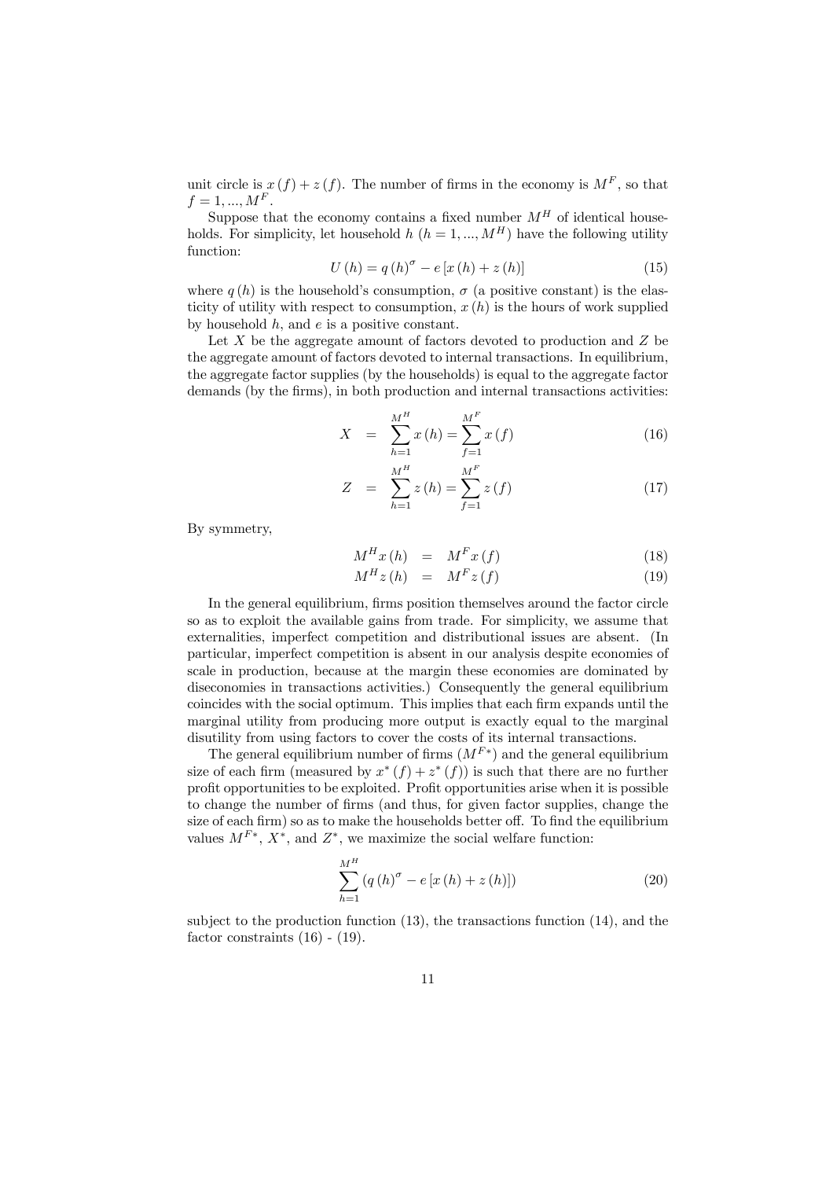unit circle is $x(f) + z(f)$. The number of firms in the economy is $M^F$, so that $f = 1, ..., M^F$.

Suppose that the economy contains a fixed number $M^H$ of identical households. For simplicity, let household $h$ ($h = 1, ..., M^H$) have the following utility function:

$$U(h) = q(h)^{\sigma} - e[x(h) + z(h)] \tag{15}$$

where $q(h)$ is the household's consumption, $\sigma$ (a positive constant) is the elasticity of utility with respect to consumption, $x(h)$ is the hours of work supplied by household $h$, and $e$ is a positive constant.

Let $X$ be the aggregate amount of factors devoted to production and $Z$ be the aggregate amount of factors devoted to internal transactions. In equilibrium, the aggregate factor supplies (by the households) is equal to the aggregate factor demands (by the firms), in both production and internal transactions activities:

$$X = \sum_{h=1}^{M^H} x(h) = \sum_{f=1}^{M^F} x(f) \tag{16}$$

$$Z = \sum_{h=1}^{M^H} z(h) = \sum_{f=1}^{M^F} z(f) \tag{17}$$

By symmetry,

$$M^H x(h) = M^F x(f) \tag{18}$$

$$M^H z(h) = M^F z(f) \tag{19}$$

In the general equilibrium, firms position themselves around the factor circle so as to exploit the available gains from trade. For simplicity, we assume that externalities, imperfect competition and distributional issues are absent. (In particular, imperfect competition is absent in our analysis despite economies of scale in production, because at the margin these economies are dominated by diseconomies in transactions activities.) Consequently the general equilibrium coincides with the social optimum. This implies that each firm expands until the marginal utility from producing more output is exactly equal to the marginal disutility from using factors to cover the costs of its internal transactions.

The general equilibrium number of firms ($M^{F*}$) and the general equilibrium size of each firm (measured by $x^*(f) + z^*(f)$) is such that there are no further profit opportunities to be exploited. Profit opportunities arise when it is possible to change the number of firms (and thus, for given factor supplies, change the size of each firm) so as to make the households better off. To find the equilibrium values $M^{F*}$, $X^*$, and $Z^*$, we maximize the social welfare function:

$$\sum_{h=1}^{M^H} \left( q(h)^{\sigma} - e[x(h) + z(h)] \right) \tag{20}$$

subject to the production function (13), the transactions function (14), and the factor constraints (16) - (19).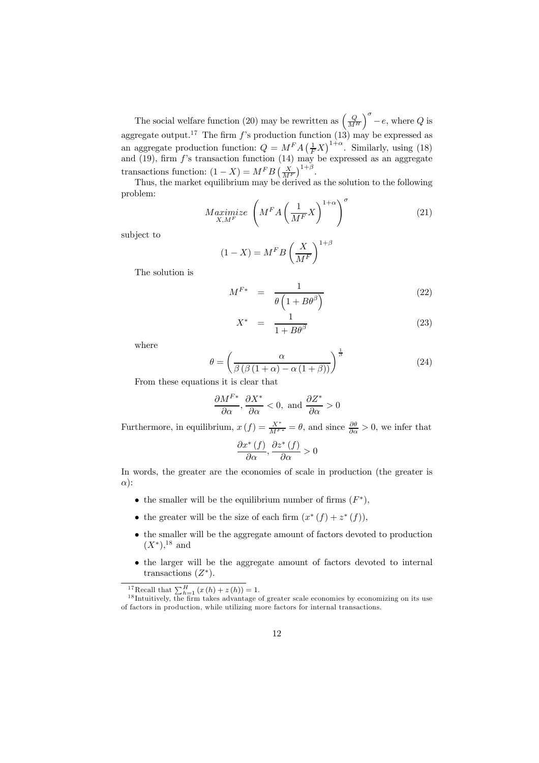The social welfare function (20) may be rewritten as $\left(\frac{Q}{M^H}\right)^{\sigma} - e$, where $Q$ is aggregate output.[17] The firm $f$'s production function (13) may be expressed as an aggregate production function: $Q = M^F A \left(\frac{1}{F} X\right)^{1+\alpha}$. Similarly, using (18) and (19), firm $f$'s transaction function (14) may be expressed as an aggregate transactions function: $(1 - X) = M^F B \left(\frac{X}{M^F}\right)^{1+\beta}$.

Thus, the market equilibrium may be derived as the solution to the following problem:

$$\underset{X, M^F}{Maximize} \ \left( M^F A \left( \frac{1}{M^F} X \right)^{1+\alpha} \right)^{\sigma} \tag{21}$$

subject to

$$(1 - X) = M^F B \left( \frac{X}{M^F} \right)^{1+\beta}$$

The solution is

$$M^{F*} = \frac{1}{\theta \left(1 + B\theta^{\beta}\right)} \tag{22}$$

$$X^* = \frac{1}{1 + B\theta^{\beta}} \tag{23}$$

where

$$\theta = \left( \frac{\alpha}{\beta \left( \beta \left(1 + \alpha\right) - \alpha \left(1 + \beta\right)\right)} \right)^{\frac{1}{\beta}} \tag{24}$$

From these equations it is clear that

$$\frac{\partial M^{F*}}{\partial \alpha}, \frac{\partial X^*}{\partial \alpha} < 0, \text{ and } \frac{\partial Z^*}{\partial \alpha} > 0$$

Furthermore, in equilibrium, $x(f) = \frac{X^*}{M^{F*}} = \theta$, and since $\frac{\partial \theta}{\partial \alpha} > 0$, we infer that

$$\frac{\partial x^*(f)}{\partial \alpha}, \frac{\partial z^*(f)}{\partial \alpha} > 0$$

In words, the greater are the economies of scale in production (the greater is $\alpha$):

- the smaller will be the equilibrium number of firms ($F^*$),
- the greater will be the size of each firm ($x^*(f) + z^*(f)$),
- the smaller will be the aggregate amount of factors devoted to production ($X^*$),[18] and
- the larger will be the aggregate amount of factors devoted to internal transactions ($Z^*$).

[17] Recall that $\sum_{h=1}^{H} (x(h) + z(h)) = 1$.

[18] Intuitively, the firm takes advantage of greater scale economies by economizing on its use of factors in production, while utilizing more factors for internal transactions.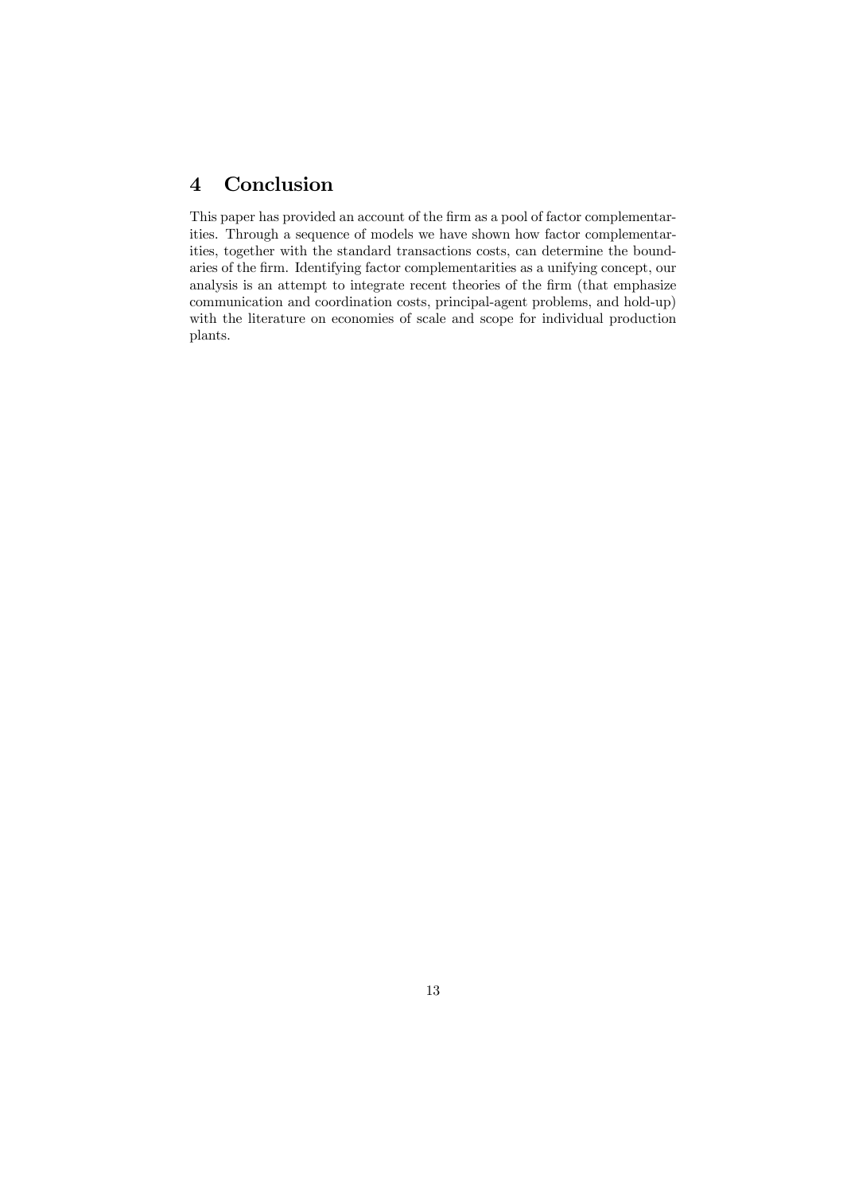## 4 Conclusion

This paper has provided an account of the firm as a pool of factor complementarities. Through a sequence of models we have shown how factor complementarities, together with the standard transactions costs, can determine the boundaries of the firm. Identifying factor complementarities as a unifying concept, our analysis is an attempt to integrate recent theories of the firm (that emphasize communication and coordination costs, principal-agent problems, and hold-up) with the literature on economies of scale and scope for individual production plants.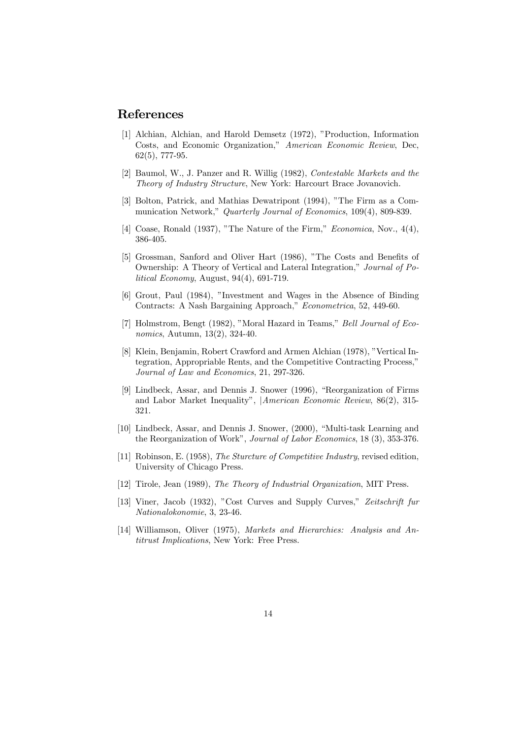## References

[1] Alchian, Alchian, and Harold Demsetz (1972), "Production, Information Costs, and Economic Organization," *American Economic Review*, Dec, 62(5), 777-95.

[2] Baumol, W., J. Panzer and R. Willig (1982), *Contestable Markets and the Theory of Industry Structure*, New York: Harcourt Brace Jovanovich.

[3] Bolton, Patrick, and Mathias Dewatripont (1994), "The Firm as a Communication Network," *Quarterly Journal of Economics*, 109(4), 809-839.

[4] Coase, Ronald (1937), "The Nature of the Firm," *Economica*, Nov., 4(4), 386-405.

[5] Grossman, Sanford and Oliver Hart (1986), "The Costs and Benefits of Ownership: A Theory of Vertical and Lateral Integration," *Journal of Political Economy*, August, 94(4), 691-719.

[6] Grout, Paul (1984), "Investment and Wages in the Absence of Binding Contracts: A Nash Bargaining Approach," *Econometrica*, 52, 449-60.

[7] Holmstrom, Bengt (1982), "Moral Hazard in Teams," *Bell Journal of Economics*, Autumn, 13(2), 324-40.

[8] Klein, Benjamin, Robert Crawford and Armen Alchian (1978), "Vertical Integration, Appropriable Rents, and the Competitive Contracting Process," *Journal of Law and Economics*, 21, 297-326.

[9] Lindbeck, Assar, and Dennis J. Snower (1996), "Reorganization of Firms and Labor Market Inequality", |*American Economic Review*, 86(2), 315-321.

[10] Lindbeck, Assar, and Dennis J. Snower, (2000), "Multi-task Learning and the Reorganization of Work", *Journal of Labor Economics*, 18 (3), 353-376.

[11] Robinson, E. (1958), *The Sturcture of Competitive Industry*, revised edition, University of Chicago Press.

[12] Tirole, Jean (1989), *The Theory of Industrial Organization*, MIT Press.

[13] Viner, Jacob (1932), "Cost Curves and Supply Curves," *Zeitschrift fur Nationalokonomie*, 3, 23-46.

[14] Williamson, Oliver (1975), *Markets and Hierarchies: Analysis and Antitrust Implications*, New York: Free Press.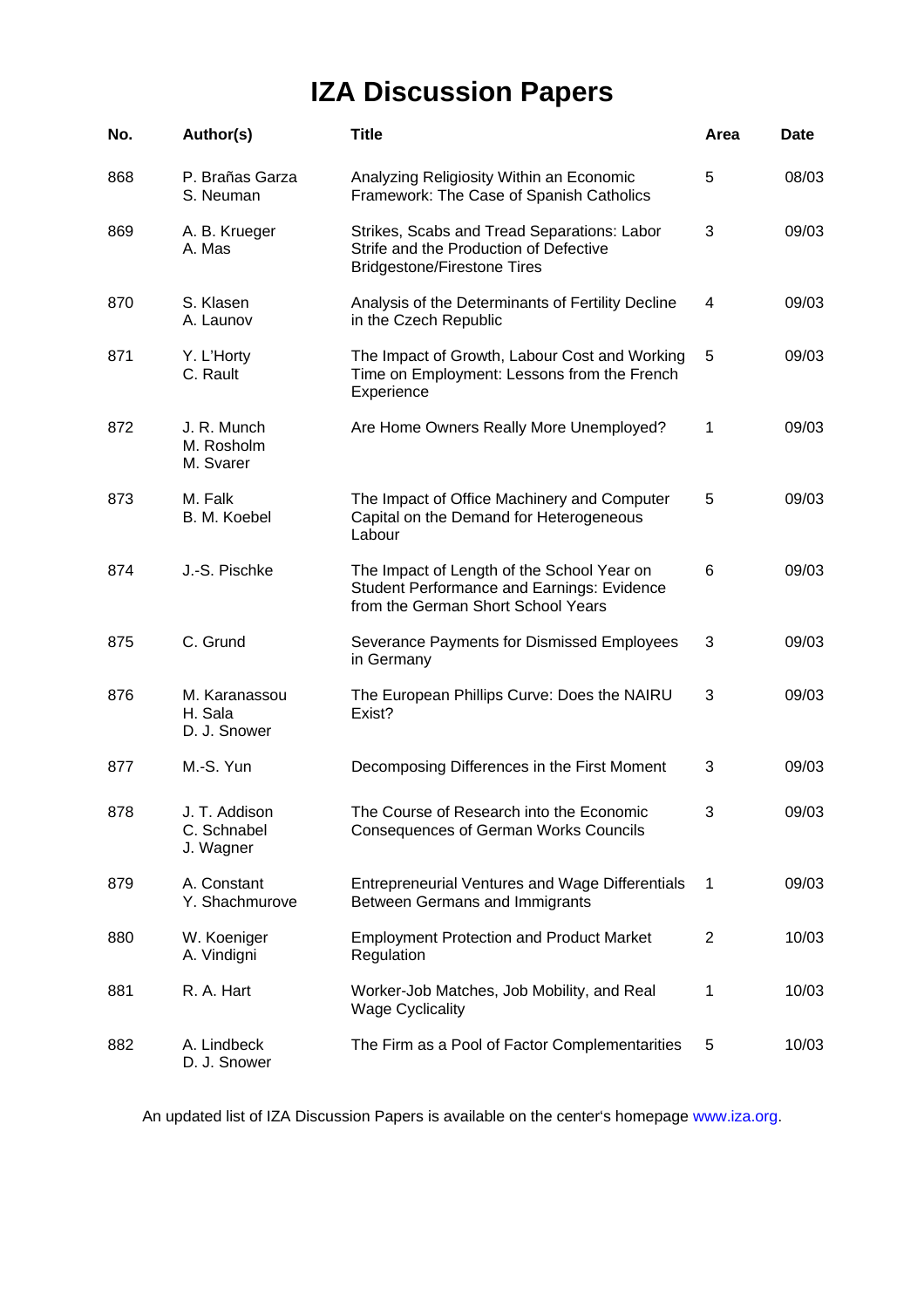# IZA Discussion Papers

| No. | Author(s) | Title | Area | Date |
|---|---|---|---|---|
| 868 | P. Brañas Garza<br>S. Neuman | Analyzing Religiosity Within an Economic Framework: The Case of Spanish Catholics | 5 | 08/03 |
| 869 | A. B. Krueger<br>A. Mas | Strikes, Scabs and Tread Separations: Labor Strife and the Production of Defective Bridgestone/Firestone Tires | 3 | 09/03 |
| 870 | S. Klasen<br>A. Launov | Analysis of the Determinants of Fertility Decline in the Czech Republic | 4 | 09/03 |
| 871 | Y. L'Horty<br>C. Rault | The Impact of Growth, Labour Cost and Working Time on Employment: Lessons from the French Experience | 5 | 09/03 |
| 872 | J. R. Munch<br>M. Rosholm<br>M. Svarer | Are Home Owners Really More Unemployed? | 1 | 09/03 |
| 873 | M. Falk<br>B. M. Koebel | The Impact of Office Machinery and Computer Capital on the Demand for Heterogeneous Labour | 5 | 09/03 |
| 874 | J.-S. Pischke | The Impact of Length of the School Year on Student Performance and Earnings: Evidence from the German Short School Years | 6 | 09/03 |
| 875 | C. Grund | Severance Payments for Dismissed Employees in Germany | 3 | 09/03 |
| 876 | M. Karanassou<br>H. Sala<br>D. J. Snower | The European Phillips Curve: Does the NAIRU Exist? | 3 | 09/03 |
| 877 | M.-S. Yun | Decomposing Differences in the First Moment | 3 | 09/03 |
| 878 | J. T. Addison<br>C. Schnabel<br>J. Wagner | The Course of Research into the Economic Consequences of German Works Councils | 3 | 09/03 |
| 879 | A. Constant<br>Y. Shachmurove | Entrepreneurial Ventures and Wage Differentials Between Germans and Immigrants | 1 | 09/03 |
| 880 | W. Koeniger<br>A. Vindigni | Employment Protection and Product Market Regulation | 2 | 10/03 |
| 881 | R. A. Hart | Worker-Job Matches, Job Mobility, and Real Wage Cyclicality | 1 | 10/03 |
| 882 | A. Lindbeck<br>D. J. Snower | The Firm as a Pool of Factor Complementarities | 5 | 10/03 |

An updated list of IZA Discussion Papers is available on the center's homepage www.iza.org.